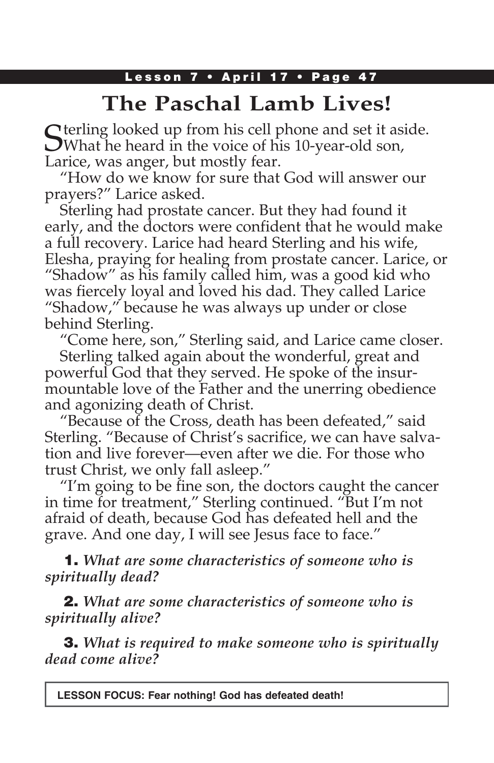# The Paschal Lamb Lives!

Sterling looked up from his cell phone and set it aside. What he heard in the voice of his 10-year-old son, Larice, was anger, but mostly fear.

"How do we know for sure that God will answer our prayers?" Larice asked.

Sterling had prostate cancer. But they had found it early, and the doctors were confident that he would make a full recovery. Larice had heard Sterling and his wife, Elesha, praying for healing from prostate cancer. Larice, or "Shadow" as his family called him, was a good kid who was fiercely loyal and loved his dad. They called Larice "Shadow," because he was always up under or close behind Sterling.

"Come here, son," Sterling said, and Larice came closer.

Sterling talked again about the wonderful, great and powerful God that they served. He spoke of the insurmountable love of the Father and the unerring obedience and agonizing death of Christ.

"Because of the Cross, death has been defeated," said Sterling. "Because of Christ's sacrifice, we can have salvation and live forever—even after we die. For those who trust Christ, we only fall asleep."

"I'm going to be fine son, the doctors caught the cancer in time for treatment," Sterling continued. "But I'm not afraid of death, because God has defeated hell and the grave. And one day, I will see Jesus face to face."

**1.** *What are some characteristics of someone who is spiritually dead?*

**2.** *What are some characteristics of someone who is spiritually alive?*

**3.** *What is required to make someone who is spiritually dead come alive?*

**LESSON FOCUS: Fear nothing! God has defeated death!**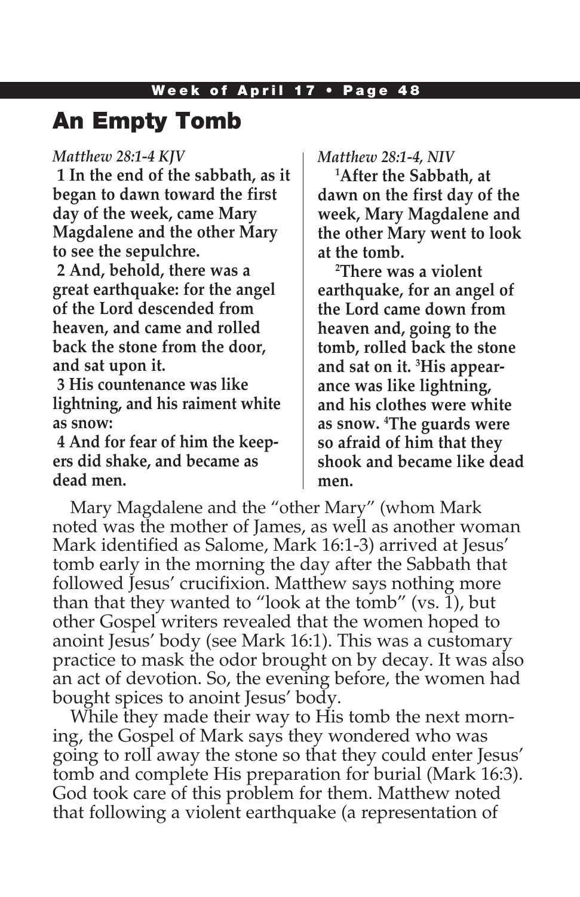# An Empty Tomb

*Matthew 28:1-4 KJV*

**1 In the end of the sabbath, as it began to dawn toward the first day of the week, came Mary Magdalene and the other Mary to see the sepulchre.**

**2 And, behold, there was a great earthquake: for the angel of the Lord descended from heaven, and came and rolled back the stone from the door, and sat upon it.**

**3 His countenance was like lightning, and his raiment white as snow:**

**4 And for fear of him the keepers did shake, and became as dead men.**

*Matthew 28:1-4, NIV*

**[1]After the Sabbath, at dawn on the first day of the week, Mary Magdalene and the other Mary went to look at the tomb.**

**[2]There was a violent earthquake, for an angel of the Lord came down from heaven and, going to the tomb, rolled back the stone and sat on it. [3]His appearance was like lightning, and his clothes were white as snow. [4]The guards were so afraid of him that they shook and became like dead men.**

Mary Magdalene and the "other Mary" (whom Mark noted was the mother of James, as well as another woman Mark identified as Salome, Mark 16:1-3) arrived at Jesus' tomb early in the morning the day after the Sabbath that followed Jesus' crucifixion. Matthew says nothing more than that they wanted to "look at the tomb" (vs. 1), but other Gospel writers revealed that the women hoped to anoint Jesus' body (see Mark 16:1). This was a customary practice to mask the odor brought on by decay. It was also an act of devotion. So, the evening before, the women had bought spices to anoint Jesus' body.

While they made their way to His tomb the next morning, the Gospel of Mark says they wondered who was going to roll away the stone so that they could enter Jesus' tomb and complete His preparation for burial (Mark 16:3). God took care of this problem for them. Matthew noted that following a violent earthquake (a representation of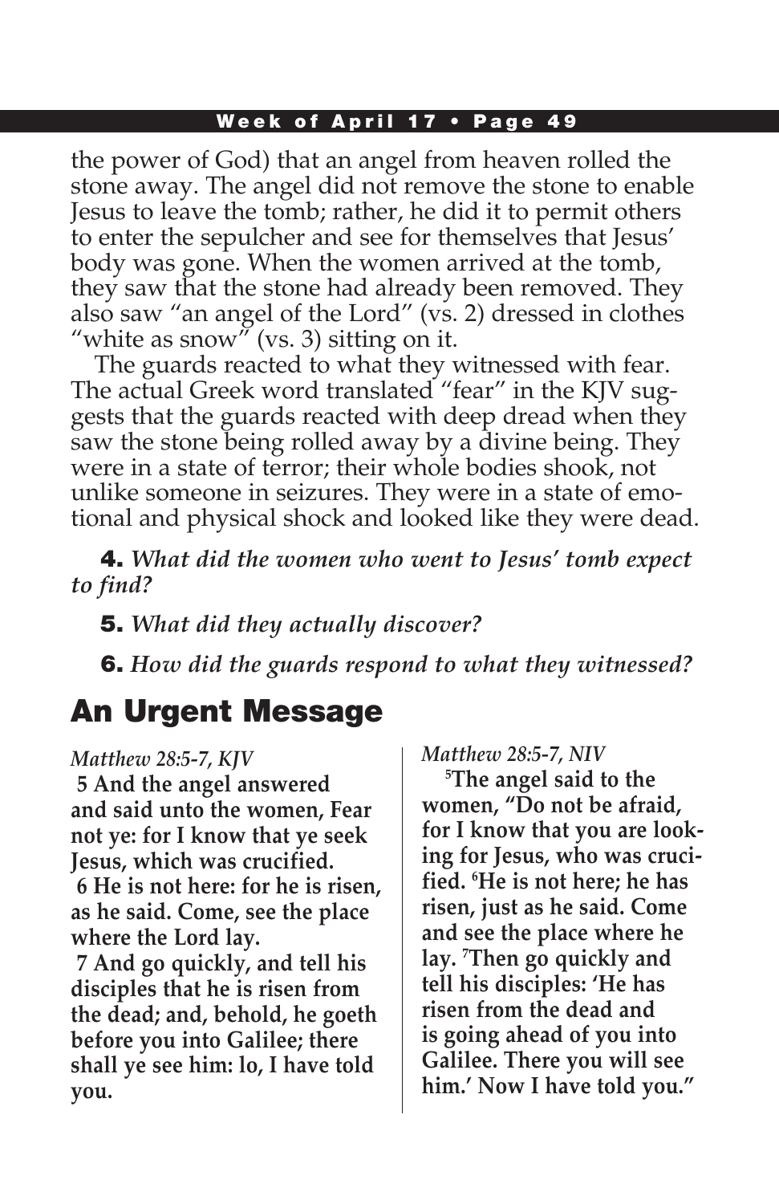the power of God) that an angel from heaven rolled the stone away. The angel did not remove the stone to enable Jesus to leave the tomb; rather, he did it to permit others to enter the sepulcher and see for themselves that Jesus' body was gone. When the women arrived at the tomb, they saw that the stone had already been removed. They also saw "an angel of the Lord" (vs. 2) dressed in clothes "white as snow" (vs. 3) sitting on it.

The guards reacted to what they witnessed with fear. The actual Greek word translated "fear" in the KJV suggests that the guards reacted with deep dread when they saw the stone being rolled away by a divine being. They were in a state of terror; their whole bodies shook, not unlike someone in seizures. They were in a state of emotional and physical shock and looked like they were dead.

**4.** *What did the women who went to Jesus' tomb expect to find?*

**5.** *What did they actually discover?*

**6.** *How did the guards respond to what they witnessed?*

## An Urgent Message

*Matthew 28:5-7, KJV*

**5 And the angel answered and said unto the women, Fear not ye: for I know that ye seek Jesus, which was crucified.**

**6 He is not here: for he is risen, as he said. Come, see the place where the Lord lay.**

**7 And go quickly, and tell his disciples that he is risen from the dead; and, behold, he goeth before you into Galilee; there shall ye see him: lo, I have told you.**

*Matthew 28:5-7, NIV*

**5 The angel said to the women, "Do not be afraid, for I know that you are looking for Jesus, who was crucified. 6 He is not here; he has risen, just as he said. Come and see the place where he lay. 7 Then go quickly and tell his disciples: 'He has risen from the dead and is going ahead of you into Galilee. There you will see him.' Now I have told you."**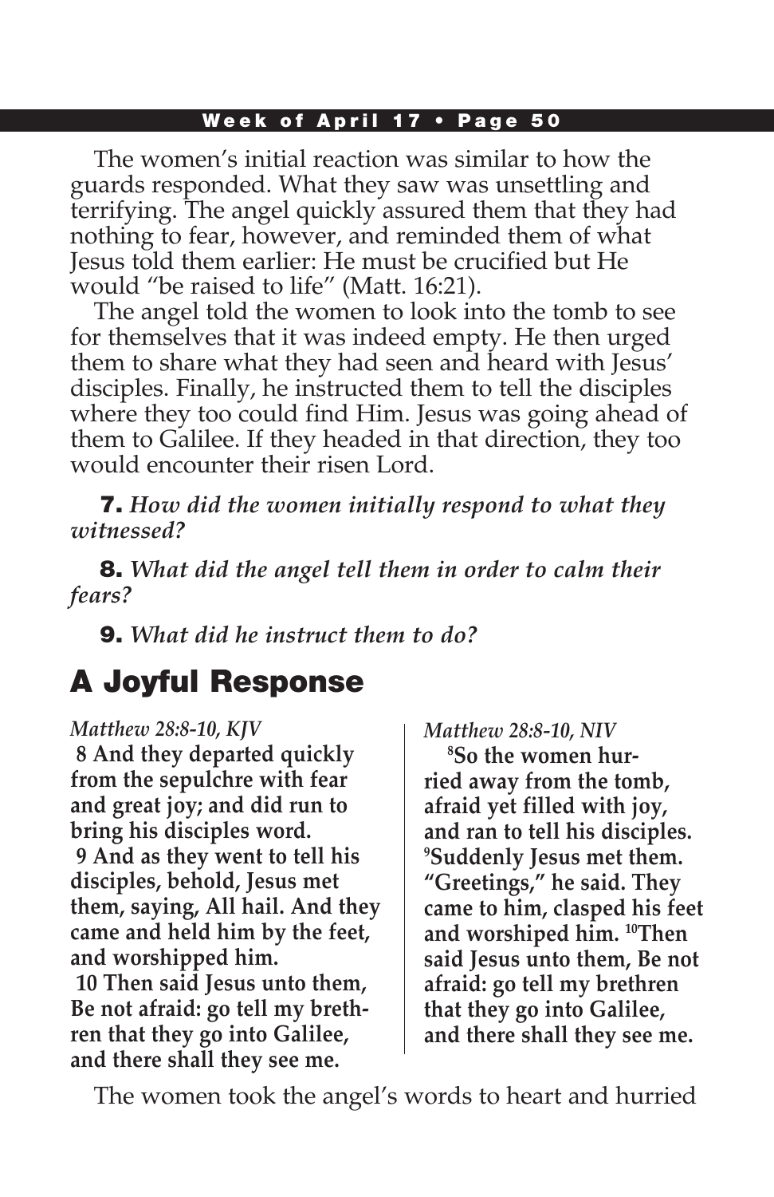The women's initial reaction was similar to how the guards responded. What they saw was unsettling and terrifying. The angel quickly assured them that they had nothing to fear, however, and reminded them of what Jesus told them earlier: He must be crucified but He would "be raised to life" (Matt. 16:21).

The angel told the women to look into the tomb to see for themselves that it was indeed empty. He then urged them to share what they had seen and heard with Jesus' disciples. Finally, he instructed them to tell the disciples where they too could find Him. Jesus was going ahead of them to Galilee. If they headed in that direction, they too would encounter their risen Lord.

**7.** *How did the women initially respond to what they witnessed?*

**8.** *What did the angel tell them in order to calm their fears?*

**9.** *What did he instruct them to do?*

## A Joyful Response

*Matthew 28:8-10, KJV*

**8 And they departed quickly from the sepulchre with fear and great joy; and did run to bring his disciples word.**
**9 And as they went to tell his disciples, behold, Jesus met them, saying, All hail. And they came and held him by the feet, and worshipped him.**
**10 Then said Jesus unto them, Be not afraid: go tell my brethren that they go into Galilee, and there shall they see me.**

*Matthew 28:8-10, NIV*

**8So the women hurried away from the tomb, afraid yet filled with joy, and ran to tell his disciples. 9Suddenly Jesus met them. "Greetings," he said. They came to him, clasped his feet and worshiped him. 10Then said Jesus unto them, Be not afraid: go tell my brethren that they go into Galilee, and there shall they see me.**

The women took the angel's words to heart and hurried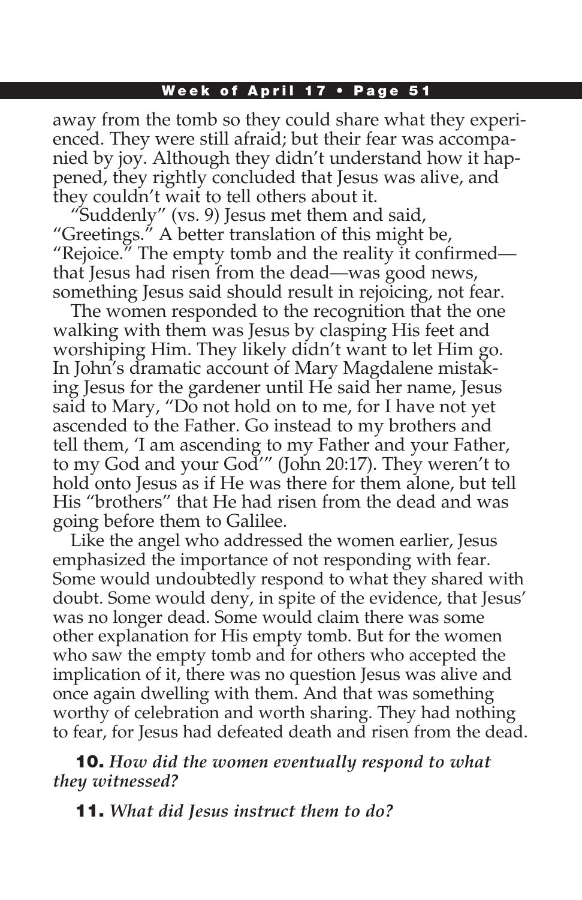away from the tomb so they could share what they experienced. They were still afraid; but their fear was accompanied by joy. Although they didn't understand how it happened, they rightly concluded that Jesus was alive, and they couldn't wait to tell others about it.

"Suddenly" (vs. 9) Jesus met them and said, "Greetings." A better translation of this might be, "Rejoice." The empty tomb and the reality it confirmed—that Jesus had risen from the dead—was good news, something Jesus said should result in rejoicing, not fear.

The women responded to the recognition that the one walking with them was Jesus by clasping His feet and worshiping Him. They likely didn't want to let Him go. In John's dramatic account of Mary Magdalene mistaking Jesus for the gardener until He said her name, Jesus said to Mary, "Do not hold on to me, for I have not yet ascended to the Father. Go instead to my brothers and tell them, 'I am ascending to my Father and your Father, to my God and your God'" (John 20:17). They weren't to hold onto Jesus as if He was there for them alone, but tell His "brothers" that He had risen from the dead and was going before them to Galilee.

Like the angel who addressed the women earlier, Jesus emphasized the importance of not responding with fear. Some would undoubtedly respond to what they shared with doubt. Some would deny, in spite of the evidence, that Jesus' was no longer dead. Some would claim there was some other explanation for His empty tomb. But for the women who saw the empty tomb and for others who accepted the implication of it, there was no question Jesus was alive and once again dwelling with them. And that was something worthy of celebration and worth sharing. They had nothing to fear, for Jesus had defeated death and risen from the dead.

**10.** *How did the women eventually respond to what they witnessed?*

**11.** *What did Jesus instruct them to do?*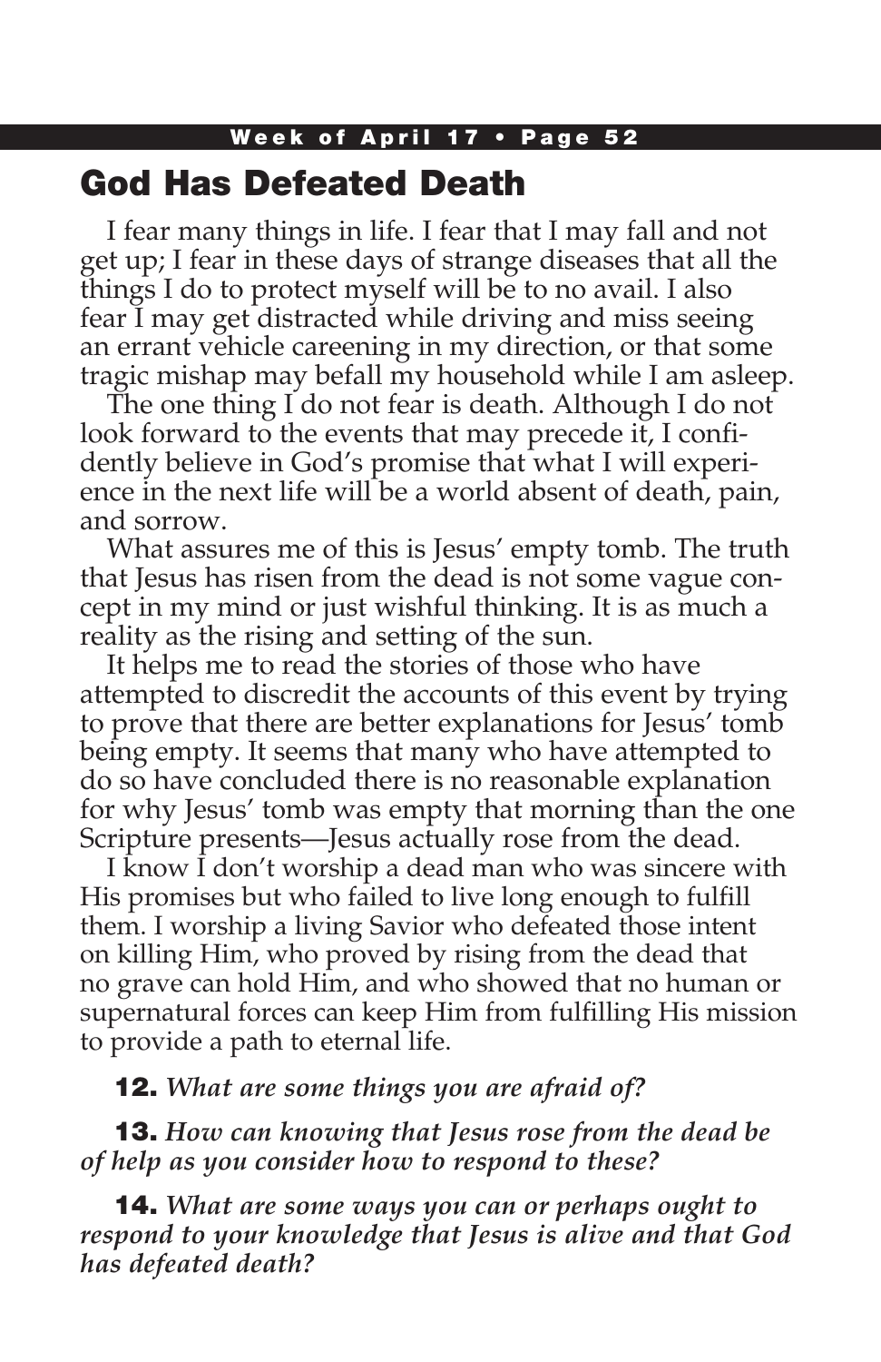## God Has Defeated Death

I fear many things in life. I fear that I may fall and not get up; I fear in these days of strange diseases that all the things I do to protect myself will be to no avail. I also fear I may get distracted while driving and miss seeing an errant vehicle careening in my direction, or that some tragic mishap may befall my household while I am asleep.

The one thing I do not fear is death. Although I do not look forward to the events that may precede it, I confidently believe in God's promise that what I will experience in the next life will be a world absent of death, pain, and sorrow.

What assures me of this is Jesus' empty tomb. The truth that Jesus has risen from the dead is not some vague concept in my mind or just wishful thinking. It is as much a reality as the rising and setting of the sun.

It helps me to read the stories of those who have attempted to discredit the accounts of this event by trying to prove that there are better explanations for Jesus' tomb being empty. It seems that many who have attempted to do so have concluded there is no reasonable explanation for why Jesus' tomb was empty that morning than the one Scripture presents—Jesus actually rose from the dead.

I know I don't worship a dead man who was sincere with His promises but who failed to live long enough to fulfill them. I worship a living Savior who defeated those intent on killing Him, who proved by rising from the dead that no grave can hold Him, and who showed that no human or supernatural forces can keep Him from fulfilling His mission to provide a path to eternal life.

**12.** *What are some things you are afraid of?*

**13.** *How can knowing that Jesus rose from the dead be of help as you consider how to respond to these?*

**14.** *What are some ways you can or perhaps ought to respond to your knowledge that Jesus is alive and that God has defeated death?*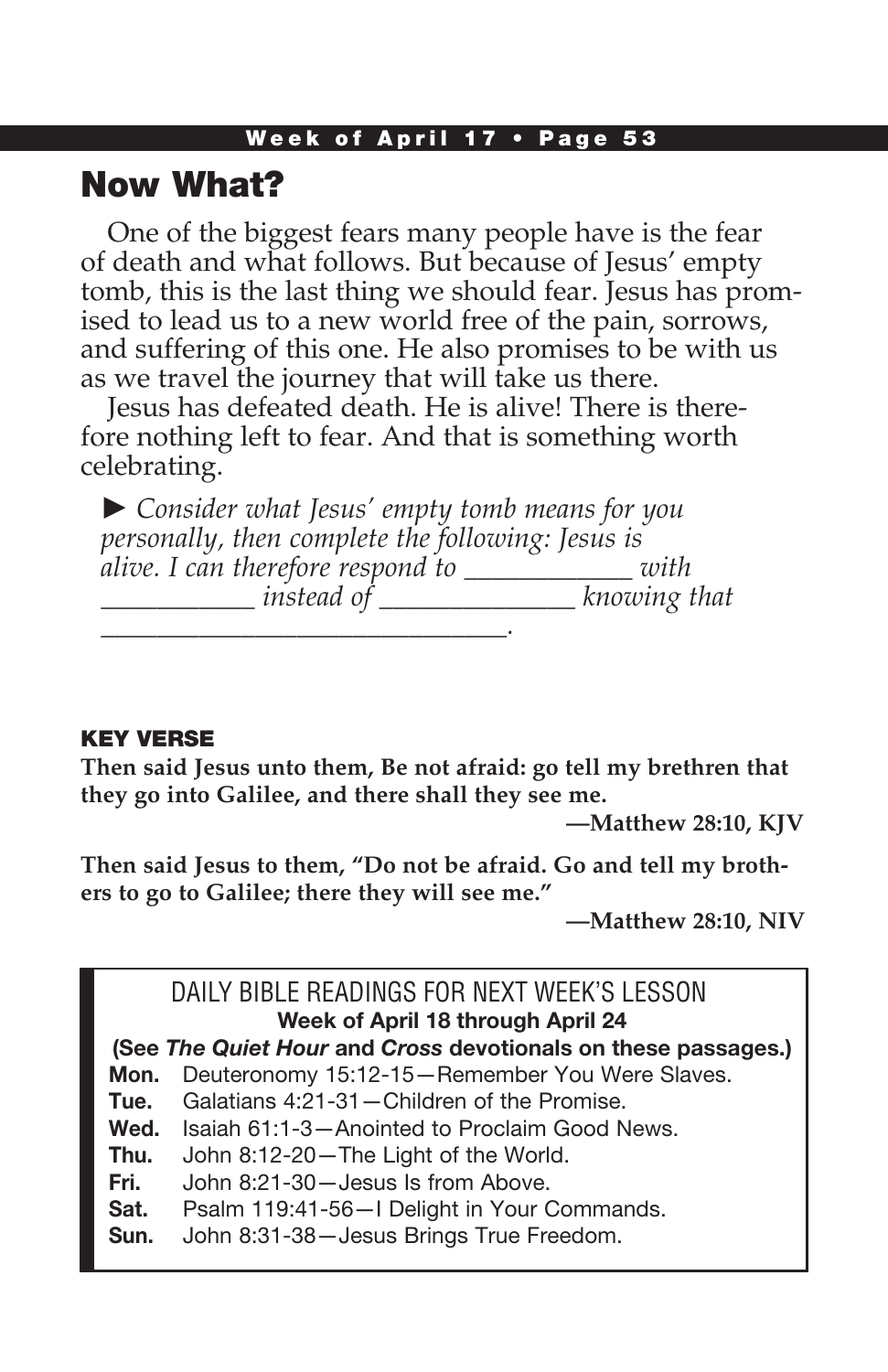## Now What?

One of the biggest fears many people have is the fear of death and what follows. But because of Jesus' empty tomb, this is the last thing we should fear. Jesus has promised to lead us to a new world free of the pain, sorrows, and suffering of this one. He also promises to be with us as we travel the journey that will take us there.

Jesus has defeated death. He is alive! There is therefore nothing left to fear. And that is something worth celebrating.

► *Consider what Jesus' empty tomb means for you personally, then complete the following: Jesus is alive. I can therefore respond to ____________ with ___________ instead of ______________ knowing that _______________________________.*

### KEY VERSE

**Then said Jesus unto them, Be not afraid: go tell my brethren that they go into Galilee, and there shall they see me.**

**—Matthew 28:10, KJV**

**Then said Jesus to them, "Do not be afraid. Go and tell my brothers to go to Galilee; there they will see me."**

**—Matthew 28:10, NIV**

### DAILY BIBLE READINGS FOR NEXT WEEK'S LESSON

**Week of April 18 through April 24**

**(See *The Quiet Hour* and *Cross* devotionals on these passages.)**

**Mon.** Deuteronomy 15:12-15—Remember You Were Slaves.
**Tue.** Galatians 4:21-31—Children of the Promise.
**Wed.** Isaiah 61:1-3—Anointed to Proclaim Good News.
**Thu.** John 8:12-20—The Light of the World.
**Fri.** John 8:21-30—Jesus Is from Above.
**Sat.** Psalm 119:41-56—I Delight in Your Commands.
**Sun.** John 8:31-38—Jesus Brings True Freedom.